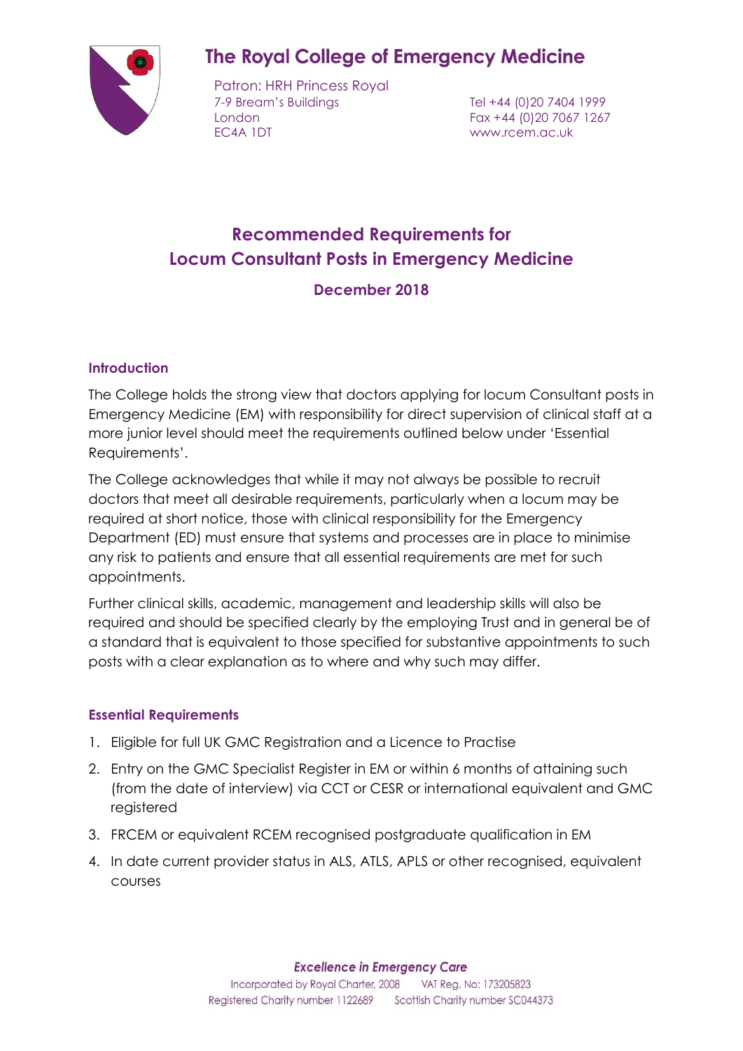# The Royal College of Emergency Medicine

Patron: HRH Princess Royal
7-9 Bream's Buildings
London
EC4A 1DT

Tel +44 (0)20 7404 1999
Fax +44 (0)20 7067 1267
www.rcem.ac.uk

## Recommended Requirements for Locum Consultant Posts in Emergency Medicine

### December 2018

### Introduction

The College holds the strong view that doctors applying for locum Consultant posts in Emergency Medicine (EM) with responsibility for direct supervision of clinical staff at a more junior level should meet the requirements outlined below under 'Essential Requirements'.

The College acknowledges that while it may not always be possible to recruit doctors that meet all desirable requirements, particularly when a locum may be required at short notice, those with clinical responsibility for the Emergency Department (ED) must ensure that systems and processes are in place to minimise any risk to patients and ensure that all essential requirements are met for such appointments.

Further clinical skills, academic, management and leadership skills will also be required and should be specified clearly by the employing Trust and in general be of a standard that is equivalent to those specified for substantive appointments to such posts with a clear explanation as to where and why such may differ.

### Essential Requirements

1. Eligible for full UK GMC Registration and a Licence to Practise
2. Entry on the GMC Specialist Register in EM or within 6 months of attaining such (from the date of interview) via CCT or CESR or international equivalent and GMC registered
3. FRCEM or equivalent RCEM recognised postgraduate qualification in EM
4. In date current provider status in ALS, ATLS, APLS or other recognised, equivalent courses

*Excellence in Emergency Care*

Incorporated by Royal Charter, 2008 VAT Reg. No: 173205823
Registered Charity number 1122689 Scottish Charity number SC044373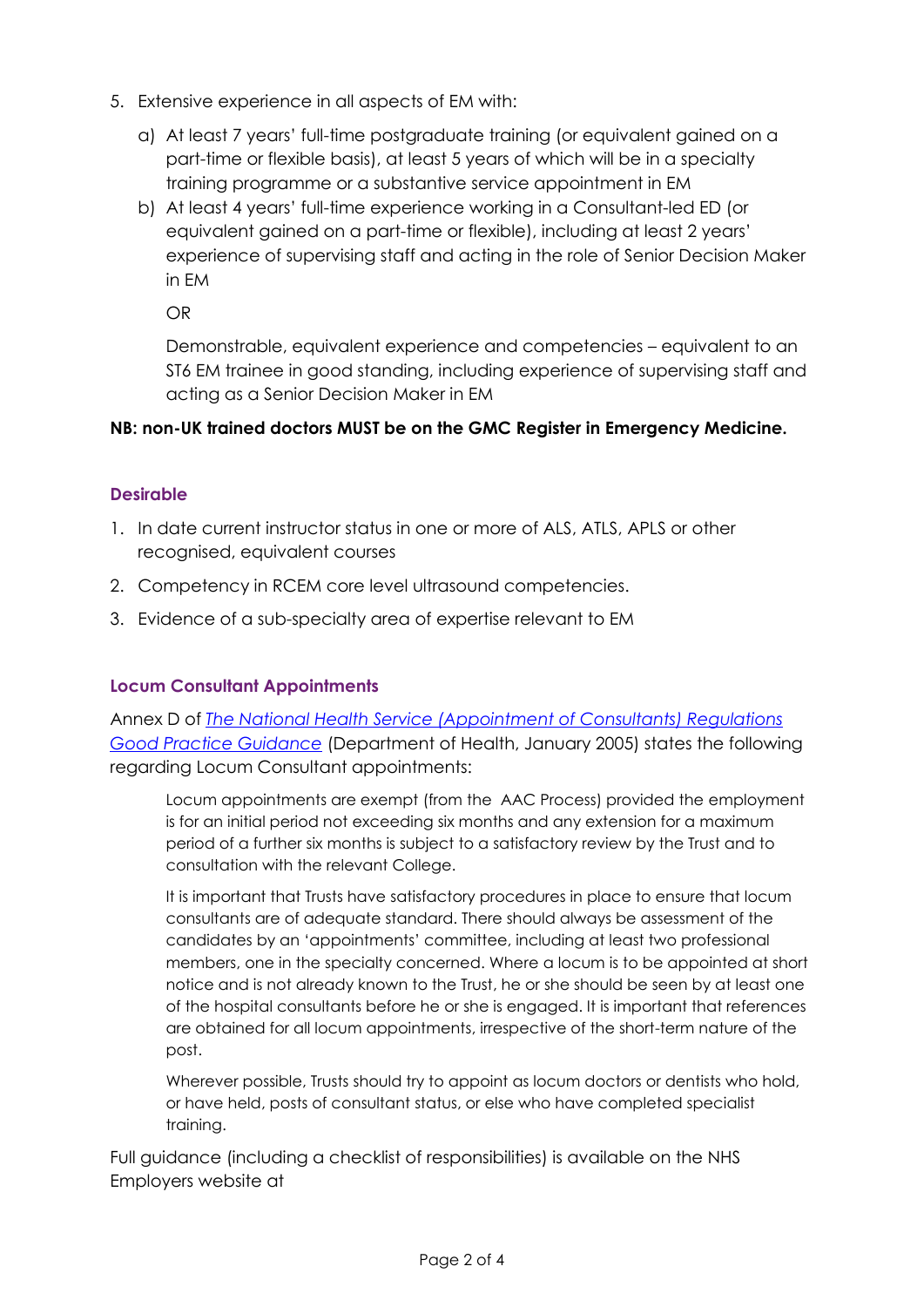5. Extensive experience in all aspects of EM with:

   a) At least 7 years' full-time postgraduate training (or equivalent gained on a part-time or flexible basis), at least 5 years of which will be in a specialty training programme or a substantive service appointment in EM

   b) At least 4 years' full-time experience working in a Consultant-led ED (or equivalent gained on a part-time or flexible), including at least 2 years' experience of supervising staff and acting in the role of Senior Decision Maker in EM

   OR

   Demonstrable, equivalent experience and competencies – equivalent to an ST6 EM trainee in good standing, including experience of supervising staff and acting as a Senior Decision Maker in EM

**NB: non-UK trained doctors MUST be on the GMC Register in Emergency Medicine.**

### Desirable

1. In date current instructor status in one or more of ALS, ATLS, APLS or other recognised, equivalent courses
2. Competency in RCEM core level ultrasound competencies.
3. Evidence of a sub-specialty area of expertise relevant to EM

### Locum Consultant Appointments

Annex D of *The National Health Service (Appointment of Consultants) Regulations Good Practice Guidance* (Department of Health, January 2005) states the following regarding Locum Consultant appointments:

> Locum appointments are exempt (from the AAC Process) provided the employment is for an initial period not exceeding six months and any extension for a maximum period of a further six months is subject to a satisfactory review by the Trust and to consultation with the relevant College.
>
> It is important that Trusts have satisfactory procedures in place to ensure that locum consultants are of adequate standard. There should always be assessment of the candidates by an 'appointments' committee, including at least two professional members, one in the specialty concerned. Where a locum is to be appointed at short notice and is not already known to the Trust, he or she should be seen by at least one of the hospital consultants before he or she is engaged. It is important that references are obtained for all locum appointments, irrespective of the short-term nature of the post.
>
> Wherever possible, Trusts should try to appoint as locum doctors or dentists who hold, or have held, posts of consultant status, or else who have completed specialist training.

Full guidance (including a checklist of responsibilities) is available on the NHS Employers website at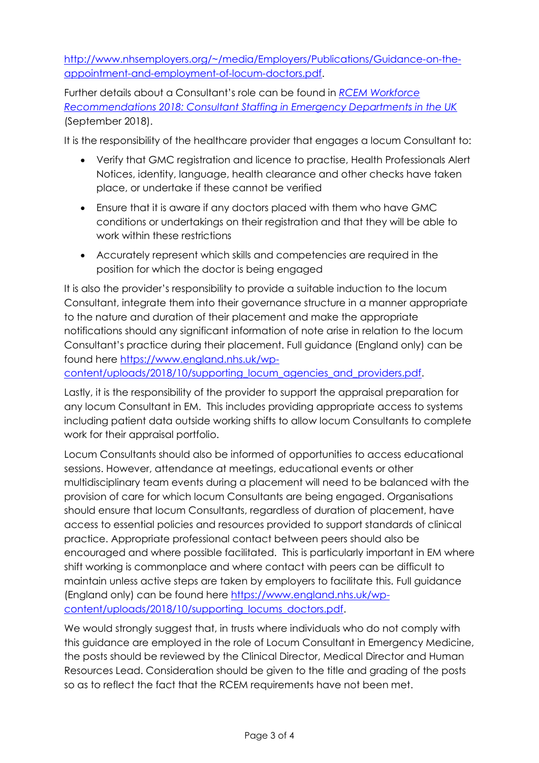[http://www.nhsemployers.org/~/media/Employers/Publications/Guidance-on-the-appointment-and-employment-of-locum-doctors.pdf](http://www.nhsemployers.org/~/media/Employers/Publications/Guidance-on-the-appointment-and-employment-of-locum-doctors.pdf).

Further details about a Consultant's role can be found in *RCEM Workforce Recommendations 2018: Consultant Staffing in Emergency Departments in the UK* (September 2018).

It is the responsibility of the healthcare provider that engages a locum Consultant to:

- Verify that GMC registration and licence to practise, Health Professionals Alert Notices, identity, language, health clearance and other checks have taken place, or undertake if these cannot be verified
- Ensure that it is aware if any doctors placed with them who have GMC conditions or undertakings on their registration and that they will be able to work within these restrictions
- Accurately represent which skills and competencies are required in the position for which the doctor is being engaged

It is also the provider's responsibility to provide a suitable induction to the locum Consultant, integrate them into their governance structure in a manner appropriate to the nature and duration of their placement and make the appropriate notifications should any significant information of note arise in relation to the locum Consultant's practice during their placement. Full guidance (England only) can be found here [https://www.england.nhs.uk/wp-content/uploads/2018/10/supporting_locum_agencies_and_providers.pdf](https://www.england.nhs.uk/wp-content/uploads/2018/10/supporting_locum_agencies_and_providers.pdf).

Lastly, it is the responsibility of the provider to support the appraisal preparation for any locum Consultant in EM. This includes providing appropriate access to systems including patient data outside working shifts to allow locum Consultants to complete work for their appraisal portfolio.

Locum Consultants should also be informed of opportunities to access educational sessions. However, attendance at meetings, educational events or other multidisciplinary team events during a placement will need to be balanced with the provision of care for which locum Consultants are being engaged. Organisations should ensure that locum Consultants, regardless of duration of placement, have access to essential policies and resources provided to support standards of clinical practice. Appropriate professional contact between peers should also be encouraged and where possible facilitated. This is particularly important in EM where shift working is commonplace and where contact with peers can be difficult to maintain unless active steps are taken by employers to facilitate this. Full guidance (England only) can be found here [https://www.england.nhs.uk/wp-content/uploads/2018/10/supporting_locums_doctors.pdf](https://www.england.nhs.uk/wp-content/uploads/2018/10/supporting_locums_doctors.pdf).

We would strongly suggest that, in trusts where individuals who do not comply with this guidance are employed in the role of Locum Consultant in Emergency Medicine, the posts should be reviewed by the Clinical Director, Medical Director and Human Resources Lead. Consideration should be given to the title and grading of the posts so as to reflect the fact that the RCEM requirements have not been met.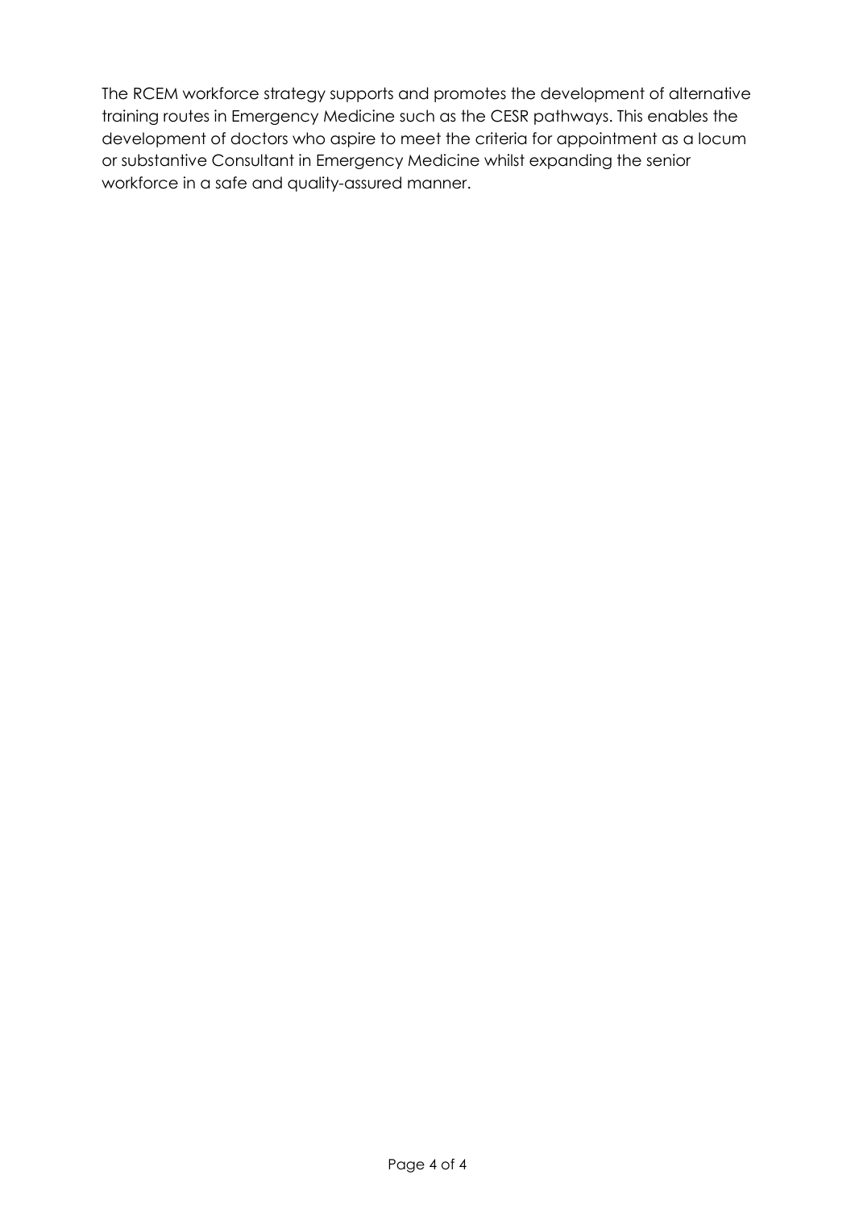The RCEM workforce strategy supports and promotes the development of alternative training routes in Emergency Medicine such as the CESR pathways. This enables the development of doctors who aspire to meet the criteria for appointment as a locum or substantive Consultant in Emergency Medicine whilst expanding the senior workforce in a safe and quality-assured manner.